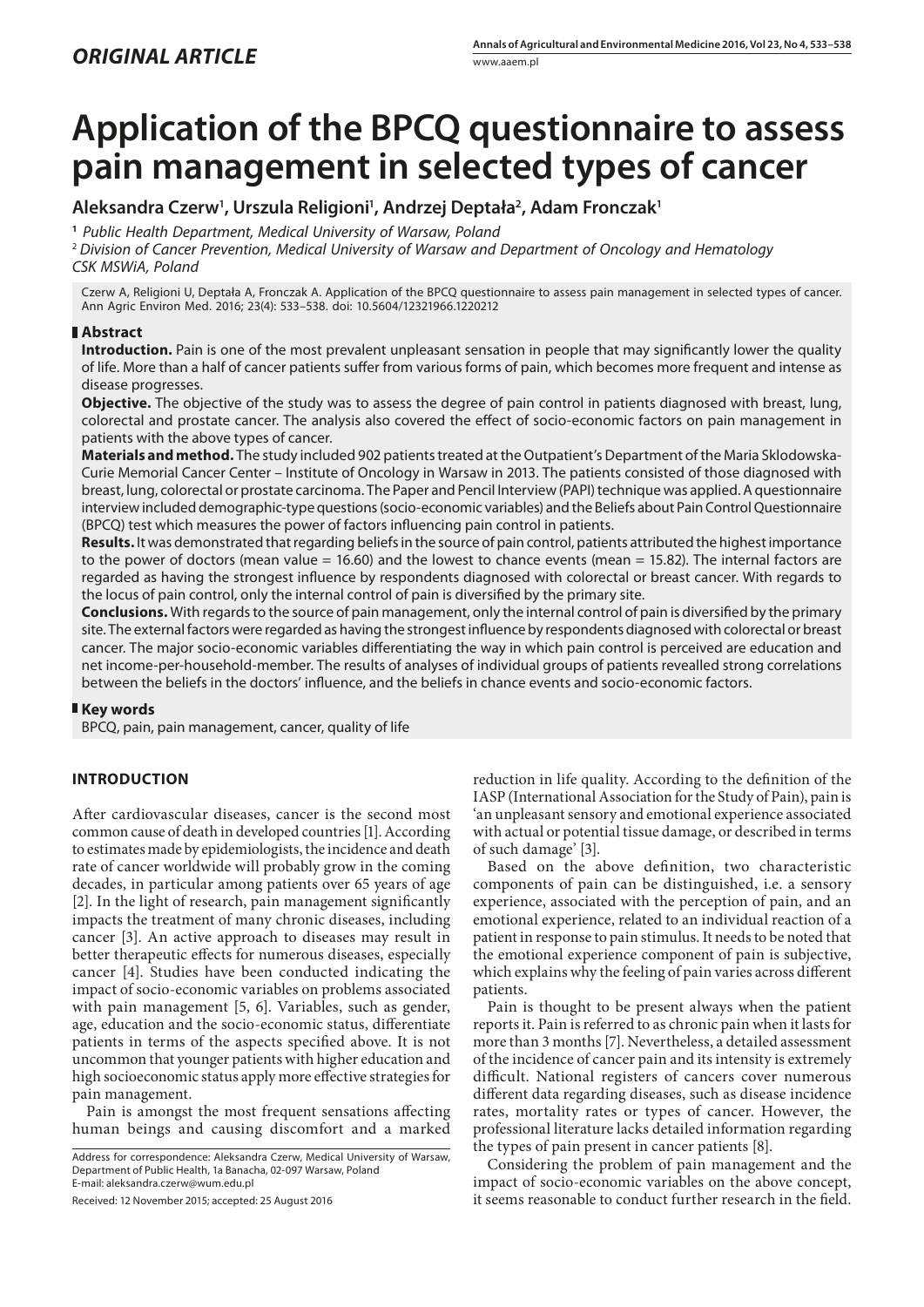## *ORIGINAL ARTICLE*

www.aaem.pl

# Application of the BPCQ questionnaire to assess pain management in selected types of cancer

**Aleksandra Czerw[1], Urszula Religioni[1], Andrzej Deptała[2], Adam Fronczak[1]**

[1] *Public Health Department, Medical University of Warsaw, Poland*

[2] *Division of Cancer Prevention, Medical University of Warsaw and Department of Oncology and Hematology CSK MSWiA, Poland*

Czerw A, Religioni U, Deptała A, Fronczak A. Application of the BPCQ questionnaire to assess pain management in selected types of cancer. Ann Agric Environ Med. 2016; 23(4): 533–538. doi: 10.5604/12321966.1220212

## Abstract

**Introduction.** Pain is one of the most prevalent unpleasant sensation in people that may significantly lower the quality of life. More than a half of cancer patients suffer from various forms of pain, which becomes more frequent and intense as disease progresses.

**Objective.** The objective of the study was to assess the degree of pain control in patients diagnosed with breast, lung, colorectal and prostate cancer. The analysis also covered the effect of socio-economic factors on pain management in patients with the above types of cancer.

**Materials and method.** The study included 902 patients treated at the Outpatient's Department of the Maria Sklodowska-Curie Memorial Cancer Center – Institute of Oncology in Warsaw in 2013. The patients consisted of those diagnosed with breast, lung, colorectal or prostate carcinoma. The Paper and Pencil Interview (PAPI) technique was applied. A questionnaire interview included demographic-type questions (socio-economic variables) and the Beliefs about Pain Control Questionnaire (BPCQ) test which measures the power of factors influencing pain control in patients.

**Results.** It was demonstrated that regarding beliefs in the source of pain control, patients attributed the highest importance to the power of doctors (mean value = 16.60) and the lowest to chance events (mean = 15.82). The internal factors are regarded as having the strongest influence by respondents diagnosed with colorectal or breast cancer. With regards to the locus of pain control, only the internal control of pain is diversified by the primary site.

**Conclusions.** With regards to the source of pain management, only the internal control of pain is diversified by the primary site. The external factors were regarded as having the strongest influence by respondents diagnosed with colorectal or breast cancer. The major socio-economic variables differentiating the way in which pain control is perceived are education and net income-per-household-member. The results of analyses of individual groups of patients revealled strong correlations between the beliefs in the doctors' influence, and the beliefs in chance events and socio-economic factors.

## Key words

BPCQ, pain, pain management, cancer, quality of life

## INTRODUCTION

After cardiovascular diseases, cancer is the second most common cause of death in developed countries [1]. According to estimates made by epidemiologists, the incidence and death rate of cancer worldwide will probably grow in the coming decades, in particular among patients over 65 years of age [2]. In the light of research, pain management significantly impacts the treatment of many chronic diseases, including cancer [3]. An active approach to diseases may result in better therapeutic effects for numerous diseases, especially cancer [4]. Studies have been conducted indicating the impact of socio-economic variables on problems associated with pain management [5, 6]. Variables, such as gender, age, education and the socio-economic status, differentiate patients in terms of the aspects specified above. It is not uncommon that younger patients with higher education and high socioeconomic status apply more effective strategies for pain management.

Pain is amongst the most frequent sensations affecting human beings and causing discomfort and a marked reduction in life quality. According to the definition of the IASP (International Association for the Study of Pain), pain is 'an unpleasant sensory and emotional experience associated with actual or potential tissue damage, or described in terms of such damage' [3].

Based on the above definition, two characteristic components of pain can be distinguished, i.e. a sensory experience, associated with the perception of pain, and an emotional experience, related to an individual reaction of a patient in response to pain stimulus. It needs to be noted that the emotional experience component of pain is subjective, which explains why the feeling of pain varies across different patients.

Pain is thought to be present always when the patient reports it. Pain is referred to as chronic pain when it lasts for more than 3 months [7]. Nevertheless, a detailed assessment of the incidence of cancer pain and its intensity is extremely difficult. National registers of cancers cover numerous different data regarding diseases, such as disease incidence rates, mortality rates or types of cancer. However, the professional literature lacks detailed information regarding the types of pain present in cancer patients [8].

Considering the problem of pain management and the impact of socio-economic variables on the above concept, it seems reasonable to conduct further research in the field.

Address for correspondence: Aleksandra Czerw, Medical University of Warsaw, Department of Public Health, 1a Banacha, 02-097 Warsaw, Poland
E-mail: aleksandra.czerw@wum.edu.pl

Received: 12 November 2015; accepted: 25 August 2016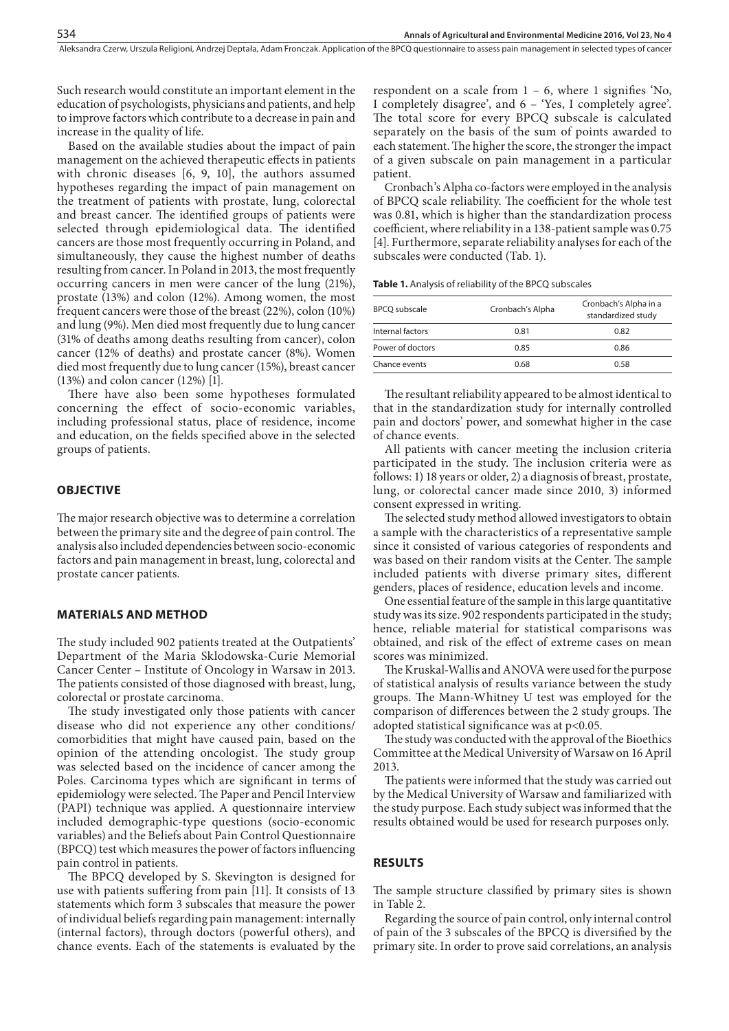Such research would constitute an important element in the education of psychologists, physicians and patients, and help to improve factors which contribute to a decrease in pain and increase in the quality of life.

Based on the available studies about the impact of pain management on the achieved therapeutic effects in patients with chronic diseases [6, 9, 10], the authors assumed hypotheses regarding the impact of pain management on the treatment of patients with prostate, lung, colorectal and breast cancer. The identified groups of patients were selected through epidemiological data. The identified cancers are those most frequently occurring in Poland, and simultaneously, they cause the highest number of deaths resulting from cancer. In Poland in 2013, the most frequently occurring cancers in men were cancer of the lung (21%), prostate (13%) and colon (12%). Among women, the most frequent cancers were those of the breast (22%), colon (10%) and lung (9%). Men died most frequently due to lung cancer (31% of deaths among deaths resulting from cancer), colon cancer (12% of deaths) and prostate cancer (8%). Women died most frequently due to lung cancer (15%), breast cancer (13%) and colon cancer (12%) [1].

There have also been some hypotheses formulated concerning the effect of socio-economic variables, including professional status, place of residence, income and education, on the fields specified above in the selected groups of patients.

## OBJECTIVE

The major research objective was to determine a correlation between the primary site and the degree of pain control. The analysis also included dependencies between socio-economic factors and pain management in breast, lung, colorectal and prostate cancer patients.

## MATERIALS AND METHOD

The study included 902 patients treated at the Outpatients' Department of the Maria Sklodowska-Curie Memorial Cancer Center – Institute of Oncology in Warsaw in 2013. The patients consisted of those diagnosed with breast, lung, colorectal or prostate carcinoma.

The study investigated only those patients with cancer disease who did not experience any other conditions/comorbidities that might have caused pain, based on the opinion of the attending oncologist. The study group was selected based on the incidence of cancer among the Poles. Carcinoma types which are significant in terms of epidemiology were selected. The Paper and Pencil Interview (PAPI) technique was applied. A questionnaire interview included demographic-type questions (socio-economic variables) and the Beliefs about Pain Control Questionnaire (BPCQ) test which measures the power of factors influencing pain control in patients.

The BPCQ developed by S. Skevington is designed for use with patients suffering from pain [11]. It consists of 13 statements which form 3 subscales that measure the power of individual beliefs regarding pain management: internally (internal factors), through doctors (powerful others), and chance events. Each of the statements is evaluated by the respondent on a scale from 1 – 6, where 1 signifies 'No, I completely disagree', and 6 – 'Yes, I completely agree'. The total score for every BPCQ subscale is calculated separately on the basis of the sum of points awarded to each statement. The higher the score, the stronger the impact of a given subscale on pain management in a particular patient.

Cronbach's Alpha co-factors were employed in the analysis of BPCQ scale reliability. The coefficient for the whole test was 0.81, which is higher than the standardization process coefficient, where reliability in a 138-patient sample was 0.75 [4]. Furthermore, separate reliability analyses for each of the subscales were conducted (Tab. 1).

**Table 1.** Analysis of reliability of the BPCQ subscales

| BPCQ subscale | Cronbach's Alpha | Cronbach's Alpha in a standardized study |
|---|---|---|
| Internal factors | 0.81 | 0.82 |
| Power of doctors | 0.85 | 0.86 |
| Chance events | 0.68 | 0.58 |

The resultant reliability appeared to be almost identical to that in the standardization study for internally controlled pain and doctors' power, and somewhat higher in the case of chance events.

All patients with cancer meeting the inclusion criteria participated in the study. The inclusion criteria were as follows: 1) 18 years or older, 2) a diagnosis of breast, prostate, lung, or colorectal cancer made since 2010, 3) informed consent expressed in writing.

The selected study method allowed investigators to obtain a sample with the characteristics of a representative sample since it consisted of various categories of respondents and was based on their random visits at the Center. The sample included patients with diverse primary sites, different genders, places of residence, education levels and income.

One essential feature of the sample in this large quantitative study was its size. 902 respondents participated in the study; hence, reliable material for statistical comparisons was obtained, and risk of the effect of extreme cases on mean scores was minimized.

The Kruskal-Wallis and ANOVA were used for the purpose of statistical analysis of results variance between the study groups. The Mann-Whitney U test was employed for the comparison of differences between the 2 study groups. The adopted statistical significance was at $p<0.05$.

The study was conducted with the approval of the Bioethics Committee at the Medical University of Warsaw on 16 April 2013.

The patients were informed that the study was carried out by the Medical University of Warsaw and familiarized with the study purpose. Each study subject was informed that the results obtained would be used for research purposes only.

## RESULTS

The sample structure classified by primary sites is shown in Table 2.

Regarding the source of pain control, only internal control of pain of the 3 subscales of the BPCQ is diversified by the primary site. In order to prove said correlations, an analysis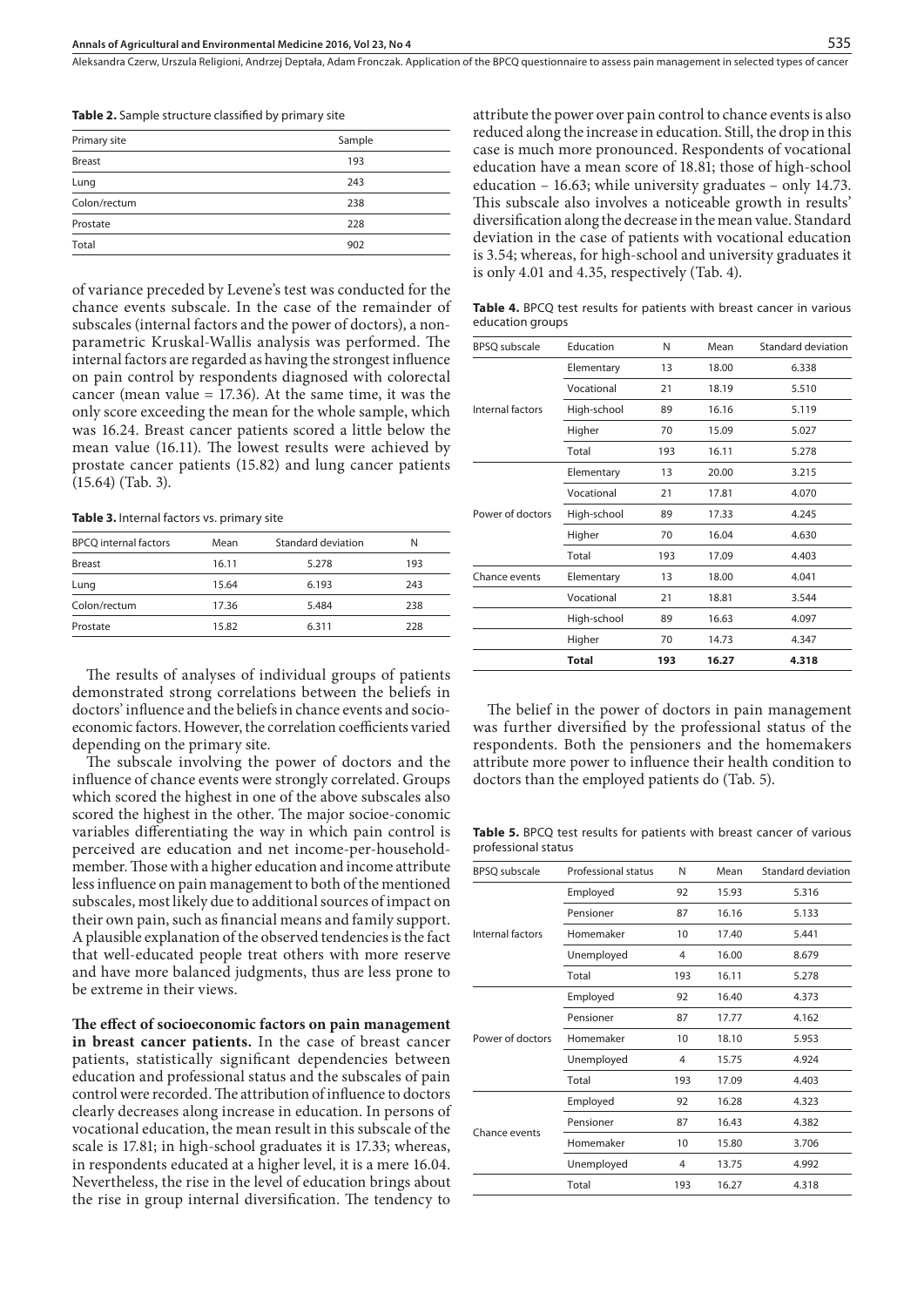**Table 2.** Sample structure classified by primary site

| Primary site | Sample |
|---|---|
| Breast | 193 |
| Lung | 243 |
| Colon/rectum | 238 |
| Prostate | 228 |
| Total | 902 |

of variance preceded by Levene's test was conducted for the chance events subscale. In the case of the remainder of subscales (internal factors and the power of doctors), a non-parametric Kruskal-Wallis analysis was performed. The internal factors are regarded as having the strongest influence on pain control by respondents diagnosed with colorectal cancer (mean value = 17.36). At the same time, it was the only score exceeding the mean for the whole sample, which was 16.24. Breast cancer patients scored a little below the mean value (16.11). The lowest results were achieved by prostate cancer patients (15.82) and lung cancer patients (15.64) (Tab. 3).

**Table 3.** Internal factors vs. primary site

| BPCQ internal factors | Mean | Standard deviation | N |
|---|---|---|---|
| Breast | 16.11 | 5.278 | 193 |
| Lung | 15.64 | 6.193 | 243 |
| Colon/rectum | 17.36 | 5.484 | 238 |
| Prostate | 15.82 | 6.311 | 228 |

The results of analyses of individual groups of patients demonstrated strong correlations between the beliefs in doctors' influence and the beliefs in chance events and socio-economic factors. However, the correlation coefficients varied depending on the primary site.

The subscale involving the power of doctors and the influence of chance events were strongly correlated. Groups which scored the highest in one of the above subscales also scored the highest in the other. The major socioe-conomic variables differentiating the way in which pain control is perceived are education and net income-per-household-member. Those with a higher education and income attribute less influence on pain management to both of the mentioned subscales, most likely due to additional sources of impact on their own pain, such as financial means and family support. A plausible explanation of the observed tendencies is the fact that well-educated people treat others with more reserve and have more balanced judgments, thus are less prone to be extreme in their views.

**The effect of socioeconomic factors on pain management in breast cancer patients.** In the case of breast cancer patients, statistically significant dependencies between education and professional status and the subscales of pain control were recorded. The attribution of influence to doctors clearly decreases along increase in education. In persons of vocational education, the mean result in this subscale of the scale is 17.81; in high-school graduates it is 17.33; whereas, in respondents educated at a higher level, it is a mere 16.04. Nevertheless, the rise in the level of education brings about the rise in group internal diversification. The tendency to attribute the power over pain control to chance events is also reduced along the increase in education. Still, the drop in this case is much more pronounced. Respondents of vocational education have a mean score of 18.81; those of high-school education – 16.63; while university graduates – only 14.73. This subscale also involves a noticeable growth in results' diversification along the decrease in the mean value. Standard deviation in the case of patients with vocational education is 3.54; whereas, for high-school and university graduates it is only 4.01 and 4.35, respectively (Tab. 4).

**Table 4.** BPCQ test results for patients with breast cancer in various education groups

| BPSQ subscale | Education | N | Mean | Standard deviation |
|---|---|---|---|---|
| Internal factors | Elementary | 13 | 18.00 | 6.338 |
| | Vocational | 21 | 18.19 | 5.510 |
| | High-school | 89 | 16.16 | 5.119 |
| | Higher | 70 | 15.09 | 5.027 |
| | Total | 193 | 16.11 | 5.278 |
| Power of doctors | Elementary | 13 | 20.00 | 3.215 |
| | Vocational | 21 | 17.81 | 4.070 |
| | High-school | 89 | 17.33 | 4.245 |
| | Higher | 70 | 16.04 | 4.630 |
| | Total | 193 | 17.09 | 4.403 |
| Chance events | Elementary | 13 | 18.00 | 4.041 |
| | Vocational | 21 | 18.81 | 3.544 |
| | High-school | 89 | 16.63 | 4.097 |
| | Higher | 70 | 14.73 | 4.347 |
| | **Total** | **193** | **16.27** | **4.318** |

The belief in the power of doctors in pain management was further diversified by the professional status of the respondents. Both the pensioners and the homemakers attribute more power to influence their health condition to doctors than the employed patients do (Tab. 5).

**Table 5.** BPCQ test results for patients with breast cancer of various professional status

| BPSQ subscale | Professional status | N | Mean | Standard deviation |
|---|---|---|---|---|
| Internal factors | Employed | 92 | 15.93 | 5.316 |
| | Pensioner | 87 | 16.16 | 5.133 |
| | Homemaker | 10 | 17.40 | 5.441 |
| | Unemployed | 4 | 16.00 | 8.679 |
| | Total | 193 | 16.11 | 5.278 |
| Power of doctors | Employed | 92 | 16.40 | 4.373 |
| | Pensioner | 87 | 17.77 | 4.162 |
| | Homemaker | 10 | 18.10 | 5.953 |
| | Unemployed | 4 | 15.75 | 4.924 |
| | Total | 193 | 17.09 | 4.403 |
| Chance events | Employed | 92 | 16.28 | 4.323 |
| | Pensioner | 87 | 16.43 | 4.382 |
| | Homemaker | 10 | 15.80 | 3.706 |
| | Unemployed | 4 | 13.75 | 4.992 |
| | Total | 193 | 16.27 | 4.318 |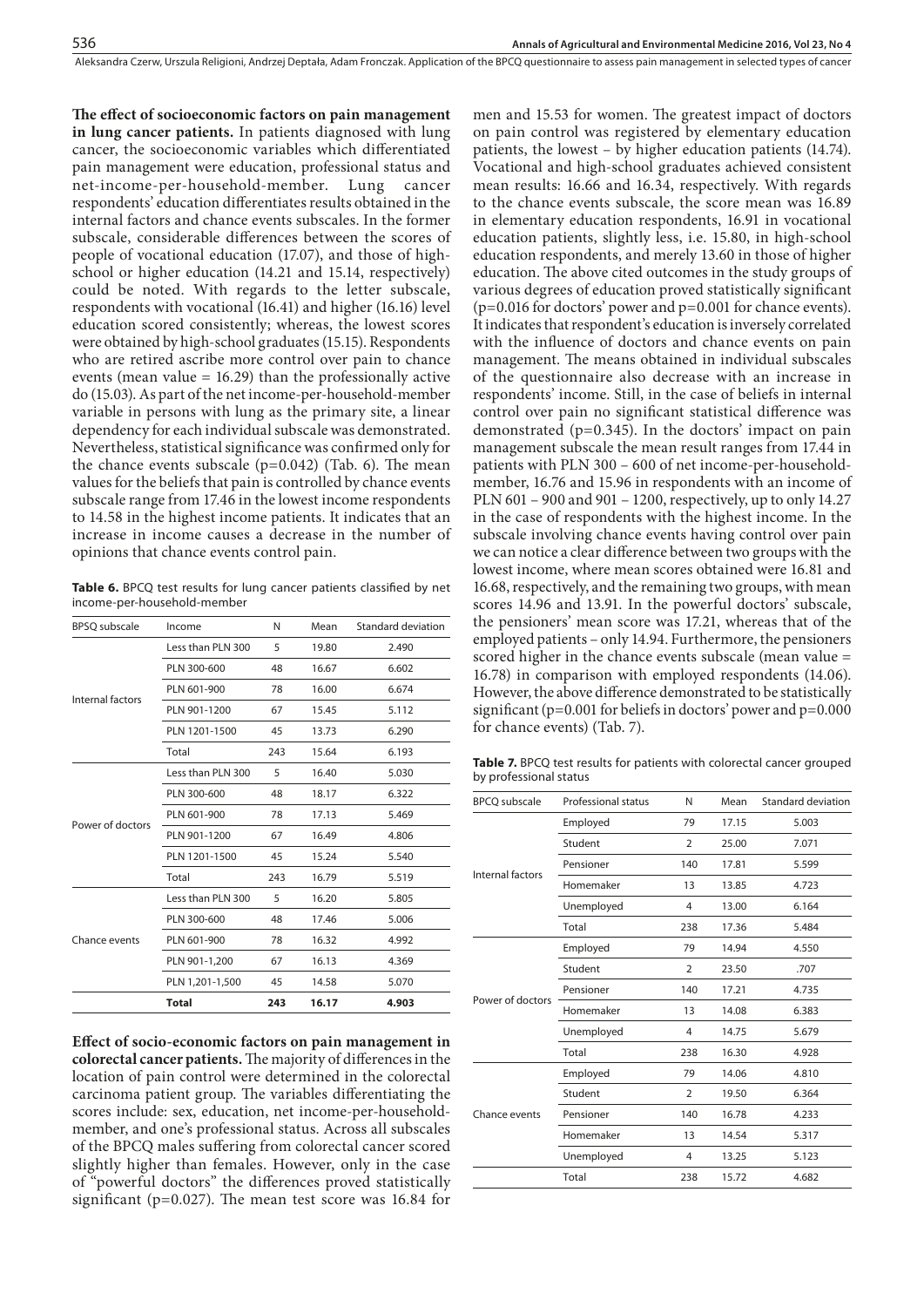**The effect of socioeconomic factors on pain management in lung cancer patients.** In patients diagnosed with lung cancer, the socioeconomic variables which differentiated pain management were education, professional status and net-income-per-household-member. Lung cancer respondents' education differentiates results obtained in the internal factors and chance events subscales. In the former subscale, considerable differences between the scores of people of vocational education (17.07), and those of high-school or higher education (14.21 and 15.14, respectively) could be noted. With regards to the letter subscale, respondents with vocational (16.41) and higher (16.16) level education scored consistently; whereas, the lowest scores were obtained by high-school graduates (15.15). Respondents who are retired ascribe more control over pain to chance events (mean value = 16.29) than the professionally active do (15.03). As part of the net income-per-household-member variable in persons with lung as the primary site, a linear dependency for each individual subscale was demonstrated. Nevertheless, statistical significance was confirmed only for the chance events subscale (p=0.042) (Tab. 6). The mean values for the beliefs that pain is controlled by chance events subscale range from 17.46 in the lowest income respondents to 14.58 in the highest income patients. It indicates that an increase in income causes a decrease in the number of opinions that chance events control pain.

**Table 6.** BPCQ test results for lung cancer patients classified by net income-per-household-member

| BPSQ subscale | Income | N | Mean | Standard deviation |
|---|---|---|---|---|
| Internal factors | Less than PLN 300 | 5 | 19.80 | 2.490 |
| | PLN 300-600 | 48 | 16.67 | 6.602 |
| | PLN 601-900 | 78 | 16.00 | 6.674 |
| | PLN 901-1200 | 67 | 15.45 | 5.112 |
| | PLN 1201-1500 | 45 | 13.73 | 6.290 |
| | Total | 243 | 15.64 | 6.193 |
| Power of doctors | Less than PLN 300 | 5 | 16.40 | 5.030 |
| | PLN 300-600 | 48 | 18.17 | 6.322 |
| | PLN 601-900 | 78 | 17.13 | 5.469 |
| | PLN 901-1200 | 67 | 16.49 | 4.806 |
| | PLN 1201-1500 | 45 | 15.24 | 5.540 |
| | Total | 243 | 16.79 | 5.519 |
| Chance events | Less than PLN 300 | 5 | 16.20 | 5.805 |
| | PLN 300-600 | 48 | 17.46 | 5.006 |
| | PLN 601-900 | 78 | 16.32 | 4.992 |
| | PLN 901-1,200 | 67 | 16.13 | 4.369 |
| | PLN 1,201-1,500 | 45 | 14.58 | 5.070 |
| | **Total** | **243** | **16.17** | **4.903** |

**Effect of socio-economic factors on pain management in colorectal cancer patients.** The majority of differences in the location of pain control were determined in the colorectal carcinoma patient group. The variables differentiating the scores include: sex, education, net income-per-household-member, and one's professional status. Across all subscales of the BPCQ males suffering from colorectal cancer scored slightly higher than females. However, only in the case of "powerful doctors" the differences proved statistically significant (p=0.027). The mean test score was 16.84 for men and 15.53 for women. The greatest impact of doctors on pain control was registered by elementary education patients, the lowest – by higher education patients (14.74). Vocational and high-school graduates achieved consistent mean results: 16.66 and 16.34, respectively. With regards to the chance events subscale, the score mean was 16.89 in elementary education respondents, 16.91 in vocational education patients, slightly less, i.e. 15.80, in high-school education respondents, and merely 13.60 in those of higher education. The above cited outcomes in the study groups of various degrees of education proved statistically significant (p=0.016 for doctors' power and p=0.001 for chance events). It indicates that respondent's education is inversely correlated with the influence of doctors and chance events on pain management. The means obtained in individual subscales of the questionnaire also decrease with an increase in respondents' income. Still, in the case of beliefs in internal control over pain no significant statistical difference was demonstrated (p=0.345). In the doctors' impact on pain management subscale the mean result ranges from 17.44 in patients with PLN 300 – 600 of net income-per-household-member, 16.76 and 15.96 in respondents with an income of PLN 601 – 900 and 901 – 1200, respectively, up to only 14.27 in the case of respondents with the highest income. In the subscale involving chance events having control over pain we can notice a clear difference between two groups with the lowest income, where mean scores obtained were 16.81 and 16.68, respectively, and the remaining two groups, with mean scores 14.96 and 13.91. In the powerful doctors' subscale, the pensioners' mean score was 17.21, whereas that of the employed patients – only 14.94. Furthermore, the pensioners scored higher in the chance events subscale (mean value = 16.78) in comparison with employed respondents (14.06). However, the above difference demonstrated to be statistically significant (p=0.001 for beliefs in doctors' power and p=0.000 for chance events) (Tab. 7).

**Table 7.** BPCQ test results for patients with colorectal cancer grouped by professional status

| BPCQ subscale | Professional status | N | Mean | Standard deviation |
|---|---|---|---|---|
| Internal factors | Employed | 79 | 17.15 | 5.003 |
| | Student | 2 | 25.00 | 7.071 |
| | Pensioner | 140 | 17.81 | 5.599 |
| | Homemaker | 13 | 13.85 | 4.723 |
| | Unemployed | 4 | 13.00 | 6.164 |
| | Total | 238 | 17.36 | 5.484 |
| Power of doctors | Employed | 79 | 14.94 | 4.550 |
| | Student | 2 | 23.50 | .707 |
| | Pensioner | 140 | 17.21 | 4.735 |
| | Homemaker | 13 | 14.08 | 6.383 |
| | Unemployed | 4 | 14.75 | 5.679 |
| | Total | 238 | 16.30 | 4.928 |
| Chance events | Employed | 79 | 14.06 | 4.810 |
| | Student | 2 | 19.50 | 6.364 |
| | Pensioner | 140 | 16.78 | 4.233 |
| | Homemaker | 13 | 14.54 | 5.317 |
| | Unemployed | 4 | 13.25 | 5.123 |
| | Total | 238 | 15.72 | 4.682 |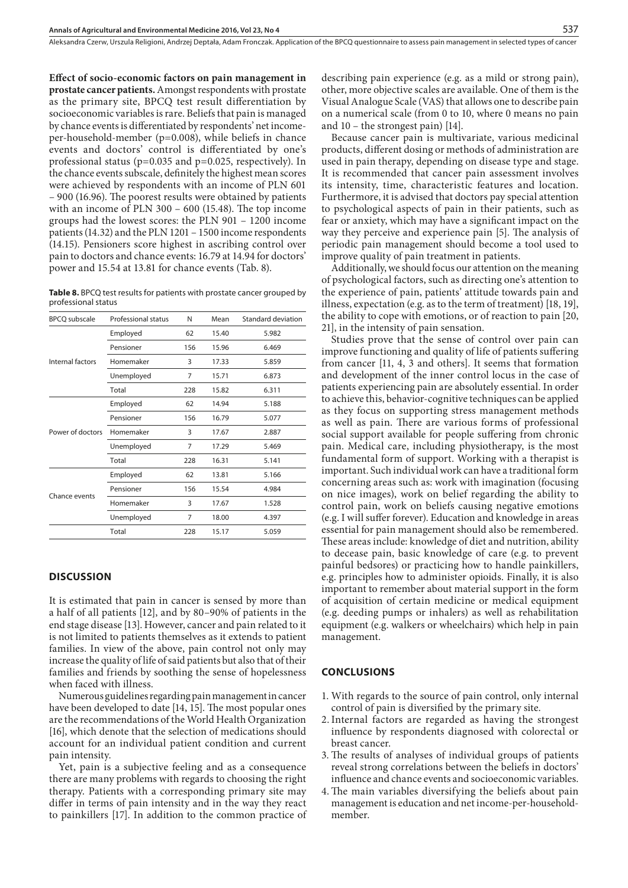**Effect of socio-economic factors on pain management in prostate cancer patients.** Amongst respondents with prostate as the primary site, BPCQ test result differentiation by socioeconomic variables is rare. Beliefs that pain is managed by chance events is differentiated by respondents' net income-per-household-member (p=0.008), while beliefs in chance events and doctors' control is differentiated by one's professional status (p=0.035 and p=0.025, respectively). In the chance events subscale, definitely the highest mean scores were achieved by respondents with an income of PLN 601 – 900 (16.96). The poorest results were obtained by patients with an income of PLN 300 – 600 (15.48). The top income groups had the lowest scores: the PLN 901 – 1200 income patients (14.32) and the PLN 1201 – 1500 income respondents (14.15). Pensioners score highest in ascribing control over pain to doctors and chance events: 16.79 at 14.94 for doctors' power and 15.54 at 13.81 for chance events (Tab. 8).

**Table 8.** BPCQ test results for patients with prostate cancer grouped by professional status

| BPCQ subscale | Professional status | N | Mean | Standard deviation |
|---|---|---|---|---|
| Internal factors | Employed | 62 | 15.40 | 5.982 |
| | Pensioner | 156 | 15.96 | 6.469 |
| | Homemaker | 3 | 17.33 | 5.859 |
| | Unemployed | 7 | 15.71 | 6.873 |
| | Total | 228 | 15.82 | 6.311 |
| Power of doctors | Employed | 62 | 14.94 | 5.188 |
| | Pensioner | 156 | 16.79 | 5.077 |
| | Homemaker | 3 | 17.67 | 2.887 |
| | Unemployed | 7 | 17.29 | 5.469 |
| | Total | 228 | 16.31 | 5.141 |
| Chance events | Employed | 62 | 13.81 | 5.166 |
| | Pensioner | 156 | 15.54 | 4.984 |
| | Homemaker | 3 | 17.67 | 1.528 |
| | Unemployed | 7 | 18.00 | 4.397 |
| | Total | 228 | 15.17 | 5.059 |

## DISCUSSION

It is estimated that pain in cancer is sensed by more than a half of all patients [12], and by 80–90% of patients in the end stage disease [13]. However, cancer and pain related to it is not limited to patients themselves as it extends to patient families. In view of the above, pain control not only may increase the quality of life of said patients but also that of their families and friends by soothing the sense of hopelessness when faced with illness.

Numerous guidelines regarding pain management in cancer have been developed to date [14, 15]. The most popular ones are the recommendations of the World Health Organization [16], which denote that the selection of medications should account for an individual patient condition and current pain intensity.

Yet, pain is a subjective feeling and as a consequence there are many problems with regards to choosing the right therapy. Patients with a corresponding primary site may differ in terms of pain intensity and in the way they react to painkillers [17]. In addition to the common practice of describing pain experience (e.g. as a mild or strong pain), other, more objective scales are available. One of them is the Visual Analogue Scale (VAS) that allows one to describe pain on a numerical scale (from 0 to 10, where 0 means no pain and 10 – the strongest pain) [14].

Because cancer pain is multivariate, various medicinal products, different dosing or methods of administration are used in pain therapy, depending on disease type and stage. It is recommended that cancer pain assessment involves its intensity, time, characteristic features and location. Furthermore, it is advised that doctors pay special attention to psychological aspects of pain in their patients, such as fear or anxiety, which may have a significant impact on the way they perceive and experience pain [5]. The analysis of periodic pain management should become a tool used to improve quality of pain treatment in patients.

Additionally, we should focus our attention on the meaning of psychological factors, such as directing one's attention to the experience of pain, patients' attitude towards pain and illness, expectation (e.g. as to the term of treatment) [18, 19], the ability to cope with emotions, or of reaction to pain [20, 21], in the intensity of pain sensation.

Studies prove that the sense of control over pain can improve functioning and quality of life of patients suffering from cancer [11, 4, 3 and others]. It seems that formation and development of the inner control locus in the case of patients experiencing pain are absolutely essential. In order to achieve this, behavior-cognitive techniques can be applied as they focus on supporting stress management methods as well as pain. There are various forms of professional social support available for people suffering from chronic pain. Medical care, including physiotherapy, is the most fundamental form of support. Working with a therapist is important. Such individual work can have a traditional form concerning areas such as: work with imagination (focusing on nice images), work on belief regarding the ability to control pain, work on beliefs causing negative emotions (e.g. I will suffer forever). Education and knowledge in areas essential for pain management should also be remembered. These areas include: knowledge of diet and nutrition, ability to decease pain, basic knowledge of care (e.g. to prevent painful bedsores) or practicing how to handle painkillers, e.g. principles how to administer opioids. Finally, it is also important to remember about material support in the form of acquisition of certain medicine or medical equipment (e.g. deeding pumps or inhalers) as well as rehabilitation equipment (e.g. walkers or wheelchairs) which help in pain management.

## CONCLUSIONS

1. With regards to the source of pain control, only internal control of pain is diversified by the primary site.
2. Internal factors are regarded as having the strongest influence by respondents diagnosed with colorectal or breast cancer.
3. The results of analyses of individual groups of patients reveal strong correlations between the beliefs in doctors' influence and chance events and socioeconomic variables.
4. The main variables diversifying the beliefs about pain management is education and net income-per-household-member.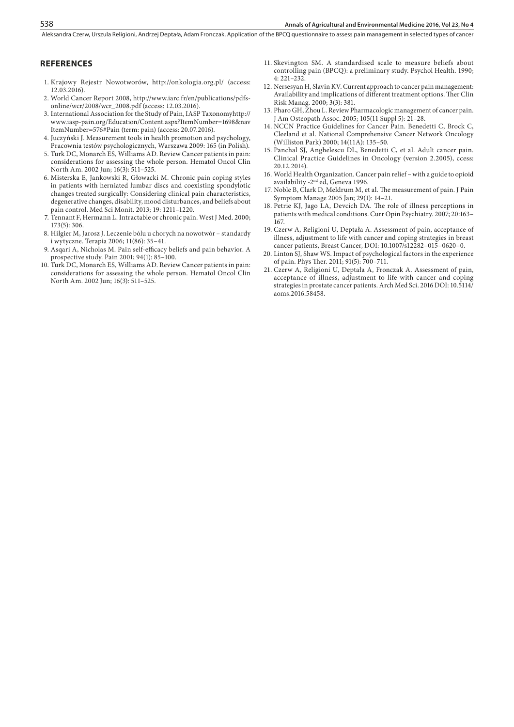## REFERENCES

1. Krajowy Rejestr Nowotworów, http://onkologia.org.pl/ (access: 12.03.2016).
2. World Cancer Report 2008, http://www.iarc.fr/en/publications/pdfs-online/wcr/2008/wcr_2008.pdf (access: 12.03.2016).
3. International Association for the Study of Pain, IASP Taxonomyhttp://www.iasp-pain.org/Education/Content.aspx?ItemNumber=1698&navItemNumber=576#Pain (term: pain) (access: 20.07.2016).
4. Juczyński J. Measurement tools in health promotion and psychology, Pracownia testów psychologicznych, Warszawa 2009: 165 (in Polish).
5. Turk DC, Monarch ES, Williams AD. Review Cancer patients in pain: considerations for assessing the whole person. Hematol Oncol Clin North Am. 2002 Jun; 16(3): 511–525.
6. Misterska E, Jankowski R, Głowacki M. Chronic pain coping styles in patients with herniated lumbar discs and coexisting spondylotic changes treated surgically: Considering clinical pain characteristics, degenerative changes, disability, mood disturbances, and beliefs about pain control. Med Sci Monit. 2013; 19: 1211–1220.
7. Tennant F, Hermann L. Intractable or chronic pain. West J Med. 2000; 173(5): 306.
8. Hilgier M, Jarosz J. Leczenie bólu u chorych na nowotwór – standardy i wytyczne. Terapia 2006; 11(86): 35–41.
9. Asqari A, Nicholas M. Pain self-efficacy beliefs and pain behavior. A prospective study. Pain 2001; 94(1): 85–100.
10. Turk DC, Monarch ES, Williams AD. Review Cancer patients in pain: considerations for assessing the whole person. Hematol Oncol Clin North Am. 2002 Jun; 16(3): 511–525.
11. Skevington SM. A standardised scale to measure beliefs about controlling pain (BPCQ): a preliminary study. Psychol Health. 1990; 4: 221–232.
12. Nersesyan H, Slavin KV. Current approach to cancer pain management: Availability and implications of different treatment options. Ther Clin Risk Manag. 2000; 3(3): 381.
13. Pharo GH, Zhou L. Review Pharmacologic management of cancer pain. J Am Osteopath Assoc. 2005; 105(11 Suppl 5): 21–28.
14. NCCN Practice Guidelines for Cancer Pain. Benedetti C, Brock C, Cleeland et al. National Comprehensive Cancer Network Oncology (Williston Park) 2000; 14(11A): 135–50.
15. Panchal SJ, Anghelescu DL, Benedetti C, et al. Adult cancer pain. Clinical Practice Guidelines in Oncology (version 2.2005), ccess: 20.12.2014).
16. World Health Organization. Cancer pain relief – with a guide to opioid availability -2nd ed, Geneva 1996.
17. Noble B, Clark D, Meldrum M, et al. The measurement of pain. J Pain Symptom Manage 2005 Jan; 29(1): 14–21.
18. Petrie KJ, Jago LA, Devcich DA. The role of illness perceptions in patients with medical conditions. Curr Opin Psychiatry. 2007; 20:163–167.
19. Czerw A, Religioni U, Deptała A. Assessment of pain, acceptance of illness, adjustment to life with cancer and coping strategies in breast cancer patients, Breast Cancer, DOI: 10.1007/s12282–015–0620–0.
20. Linton SJ, Shaw WS. Impact of psychological factors in the experience of pain. Phys Ther. 2011; 91(5): 700–711.
21. Czerw A, Religioni U, Deptała A, Fronczak A. Assessment of pain, acceptance of illness, adjustment to life with cancer and coping strategies in prostate cancer patients. Arch Med Sci. 2016 DOI: 10.5114/aoms.2016.58458.